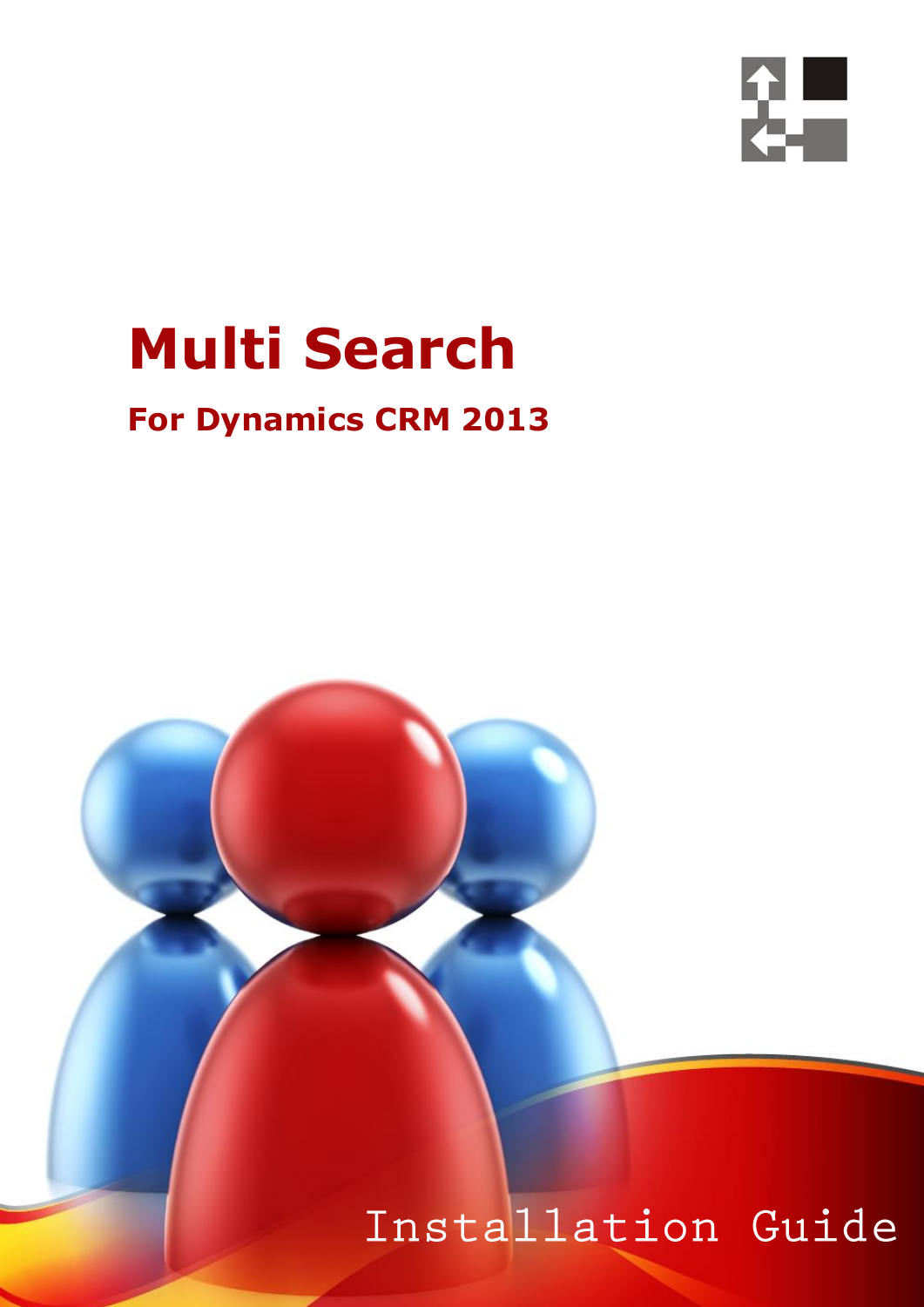# Multi Search

## For Dynamics CRM 2013

Installation Guide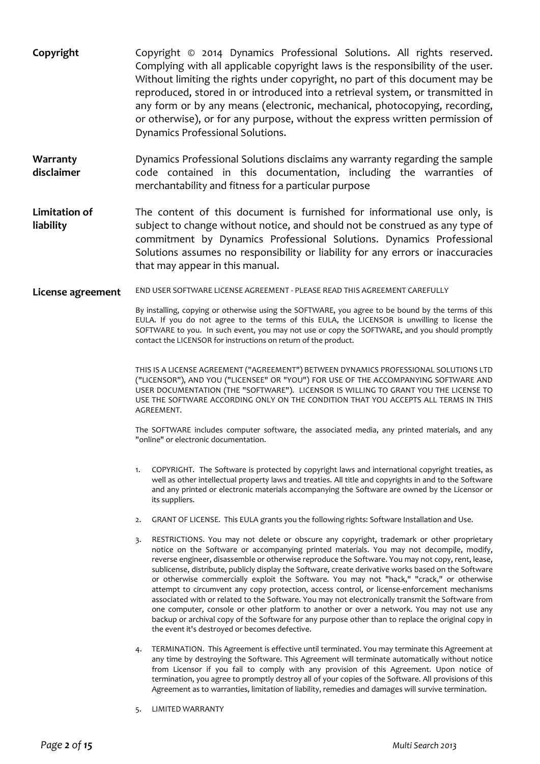**Copyright**

Copyright © 2014 Dynamics Professional Solutions. All rights reserved. Complying with all applicable copyright laws is the responsibility of the user. Without limiting the rights under copyright, no part of this document may be reproduced, stored in or introduced into a retrieval system, or transmitted in any form or by any means (electronic, mechanical, photocopying, recording, or otherwise), or for any purpose, without the express written permission of Dynamics Professional Solutions.

**Warranty disclaimer**

Dynamics Professional Solutions disclaims any warranty regarding the sample code contained in this documentation, including the warranties of merchantability and fitness for a particular purpose

**Limitation of liability**

The content of this document is furnished for informational use only, is subject to change without notice, and should not be construed as any type of commitment by Dynamics Professional Solutions. Dynamics Professional Solutions assumes no responsibility or liability for any errors or inaccuracies that may appear in this manual.

**License agreement**

END USER SOFTWARE LICENSE AGREEMENT - PLEASE READ THIS AGREEMENT CAREFULLY

By installing, copying or otherwise using the SOFTWARE, you agree to be bound by the terms of this EULA. If you do not agree to the terms of this EULA, the LICENSOR is unwilling to license the SOFTWARE to you. In such event, you may not use or copy the SOFTWARE, and you should promptly contact the LICENSOR for instructions on return of the product.

THIS IS A LICENSE AGREEMENT ("AGREEMENT") BETWEEN DYNAMICS PROFESSIONAL SOLUTIONS LTD ("LICENSOR"), AND YOU ("LICENSEE" OR "YOU") FOR USE OF THE ACCOMPANYING SOFTWARE AND USER DOCUMENTATION (THE "SOFTWARE"). LICENSOR IS WILLING TO GRANT YOU THE LICENSE TO USE THE SOFTWARE ACCORDING ONLY ON THE CONDITION THAT YOU ACCEPTS ALL TERMS IN THIS AGREEMENT.

The SOFTWARE includes computer software, the associated media, any printed materials, and any "online" or electronic documentation.

1. COPYRIGHT. The Software is protected by copyright laws and international copyright treaties, as well as other intellectual property laws and treaties. All title and copyrights in and to the Software and any printed or electronic materials accompanying the Software are owned by the Licensor or its suppliers.

2. GRANT OF LICENSE. This EULA grants you the following rights: Software Installation and Use.

3. RESTRICTIONS. You may not delete or obscure any copyright, trademark or other proprietary notice on the Software or accompanying printed materials. You may not decompile, modify, reverse engineer, disassemble or otherwise reproduce the Software. You may not copy, rent, lease, sublicense, distribute, publicly display the Software, create derivative works based on the Software or otherwise commercially exploit the Software. You may not "hack," "crack," or otherwise attempt to circumvent any copy protection, access control, or license-enforcement mechanisms associated with or related to the Software. You may not electronically transmit the Software from one computer, console or other platform to another or over a network. You may not use any backup or archival copy of the Software for any purpose other than to replace the original copy in the event it's destroyed or becomes defective.

4. TERMINATION. This Agreement is effective until terminated. You may terminate this Agreement at any time by destroying the Software. This Agreement will terminate automatically without notice from Licensor if you fail to comply with any provision of this Agreement. Upon notice of termination, you agree to promptly destroy all of your copies of the Software. All provisions of this Agreement as to warranties, limitation of liability, remedies and damages will survive termination.

5. LIMITED WARRANTY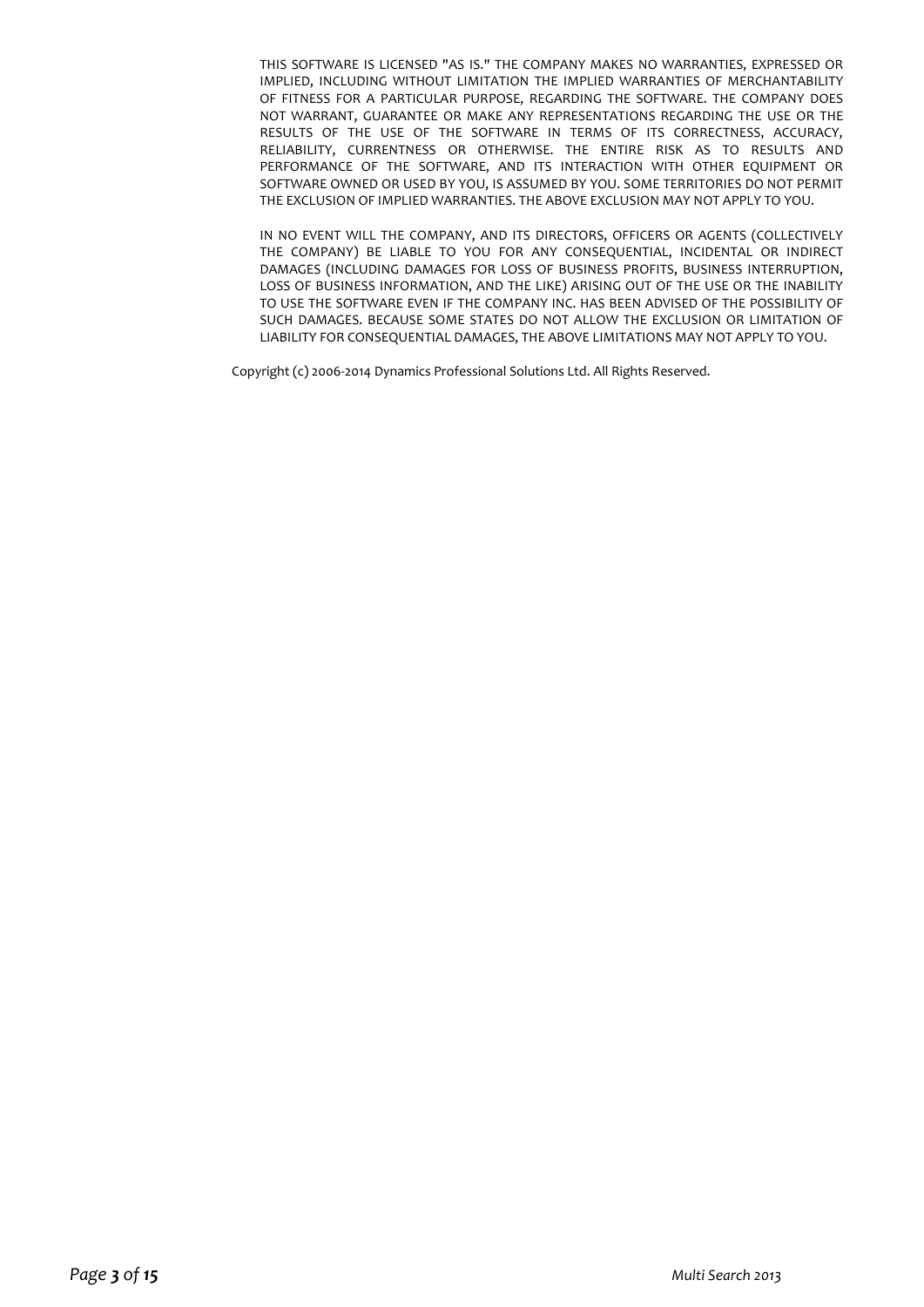THIS SOFTWARE IS LICENSED "AS IS." THE COMPANY MAKES NO WARRANTIES, EXPRESSED OR IMPLIED, INCLUDING WITHOUT LIMITATION THE IMPLIED WARRANTIES OF MERCHANTABILITY OF FITNESS FOR A PARTICULAR PURPOSE, REGARDING THE SOFTWARE. THE COMPANY DOES NOT WARRANT, GUARANTEE OR MAKE ANY REPRESENTATIONS REGARDING THE USE OR THE RESULTS OF THE USE OF THE SOFTWARE IN TERMS OF ITS CORRECTNESS, ACCURACY, RELIABILITY, CURRENTNESS OR OTHERWISE. THE ENTIRE RISK AS TO RESULTS AND PERFORMANCE OF THE SOFTWARE, AND ITS INTERACTION WITH OTHER EQUIPMENT OR SOFTWARE OWNED OR USED BY YOU, IS ASSUMED BY YOU. SOME TERRITORIES DO NOT PERMIT THE EXCLUSION OF IMPLIED WARRANTIES. THE ABOVE EXCLUSION MAY NOT APPLY TO YOU.

IN NO EVENT WILL THE COMPANY, AND ITS DIRECTORS, OFFICERS OR AGENTS (COLLECTIVELY THE COMPANY) BE LIABLE TO YOU FOR ANY CONSEQUENTIAL, INCIDENTAL OR INDIRECT DAMAGES (INCLUDING DAMAGES FOR LOSS OF BUSINESS PROFITS, BUSINESS INTERRUPTION, LOSS OF BUSINESS INFORMATION, AND THE LIKE) ARISING OUT OF THE USE OR THE INABILITY TO USE THE SOFTWARE EVEN IF THE COMPANY INC. HAS BEEN ADVISED OF THE POSSIBILITY OF SUCH DAMAGES. BECAUSE SOME STATES DO NOT ALLOW THE EXCLUSION OR LIMITATION OF LIABILITY FOR CONSEQUENTIAL DAMAGES, THE ABOVE LIMITATIONS MAY NOT APPLY TO YOU.

Copyright (c) 2006-2014 Dynamics Professional Solutions Ltd. All Rights Reserved.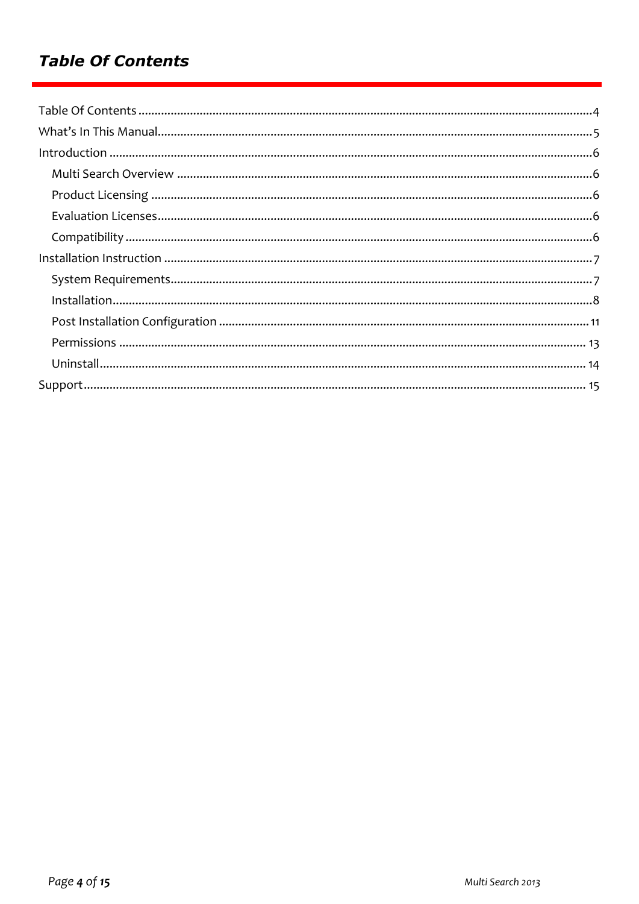# *Table Of Contents*

Table Of Contents .......... 4
What's In This Manual .......... 5
Introduction .......... 6
- Multi Search Overview .......... 6
- Product Licensing .......... 6
- Evaluation Licenses .......... 6
- Compatibility .......... 6

Installation Instruction .......... 7
- System Requirements .......... 7
- Installation .......... 8
- Post Installation Configuration .......... 11
- Permissions .......... 13
- Uninstall .......... 14

Support .......... 15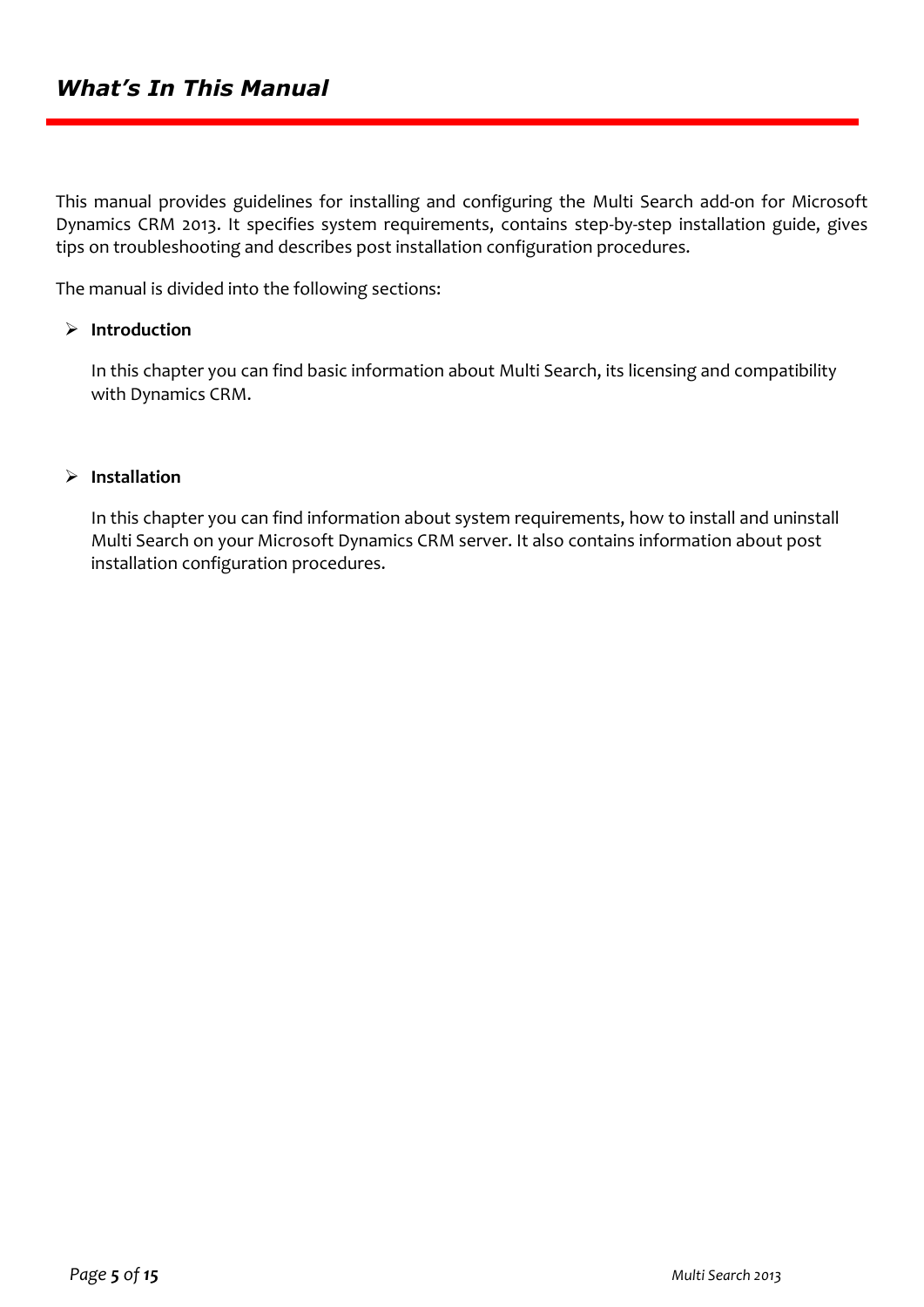# *What's In This Manual*

This manual provides guidelines for installing and configuring the Multi Search add-on for Microsoft Dynamics CRM 2013. It specifies system requirements, contains step-by-step installation guide, gives tips on troubleshooting and describes post installation configuration procedures.

The manual is divided into the following sections:

- **Introduction**

  In this chapter you can find basic information about Multi Search, its licensing and compatibility with Dynamics CRM.

- **Installation**

  In this chapter you can find information about system requirements, how to install and uninstall Multi Search on your Microsoft Dynamics CRM server. It also contains information about post installation configuration procedures.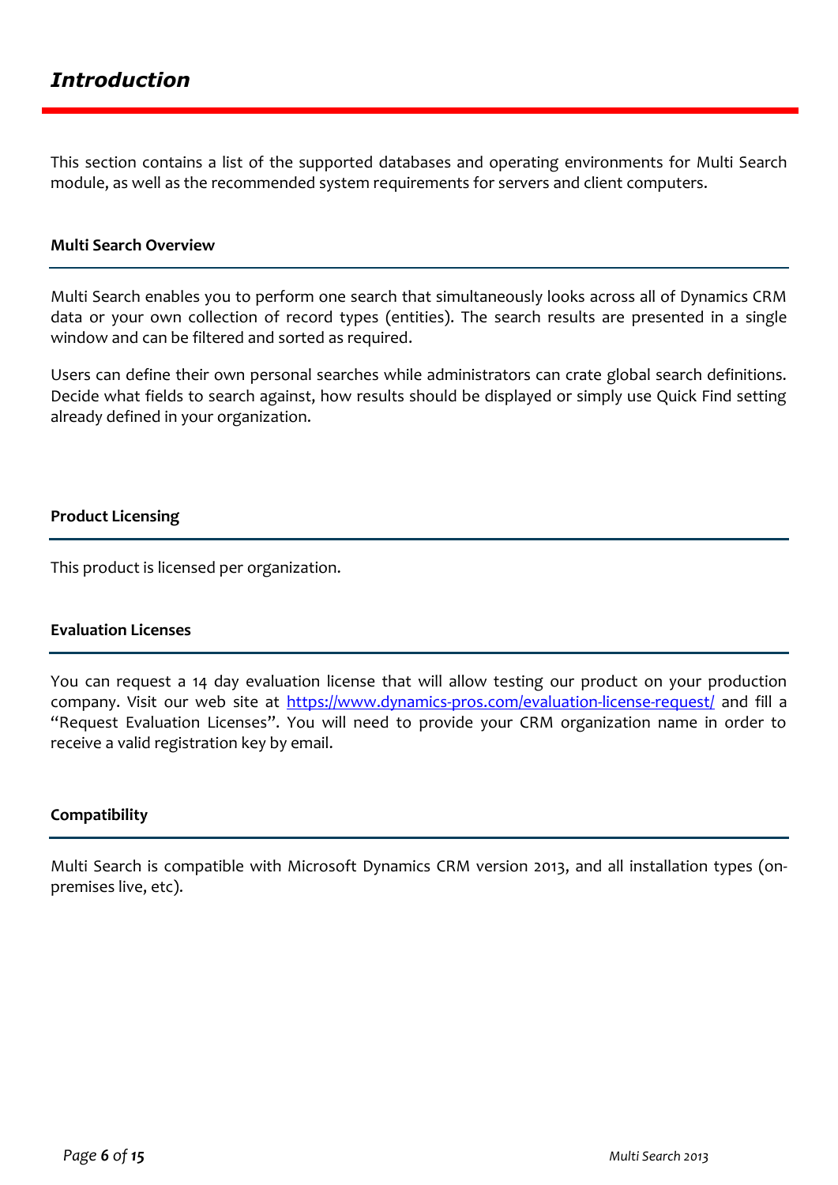# *Introduction*

This section contains a list of the supported databases and operating environments for Multi Search module, as well as the recommended system requirements for servers and client computers.

### Multi Search Overview

Multi Search enables you to perform one search that simultaneously looks across all of Dynamics CRM data or your own collection of record types (entities). The search results are presented in a single window and can be filtered and sorted as required.

Users can define their own personal searches while administrators can crate global search definitions. Decide what fields to search against, how results should be displayed or simply use Quick Find setting already defined in your organization.

### Product Licensing

This product is licensed per organization.

### Evaluation Licenses

You can request a 14 day evaluation license that will allow testing our product on your production company. Visit our web site at [https://www.dynamics-pros.com/evaluation-license-request/](https://www.dynamics-pros.com/evaluation-license-request/) and fill a "Request Evaluation Licenses". You will need to provide your CRM organization name in order to receive a valid registration key by email.

### Compatibility

Multi Search is compatible with Microsoft Dynamics CRM version 2013, and all installation types (on-premises live, etc).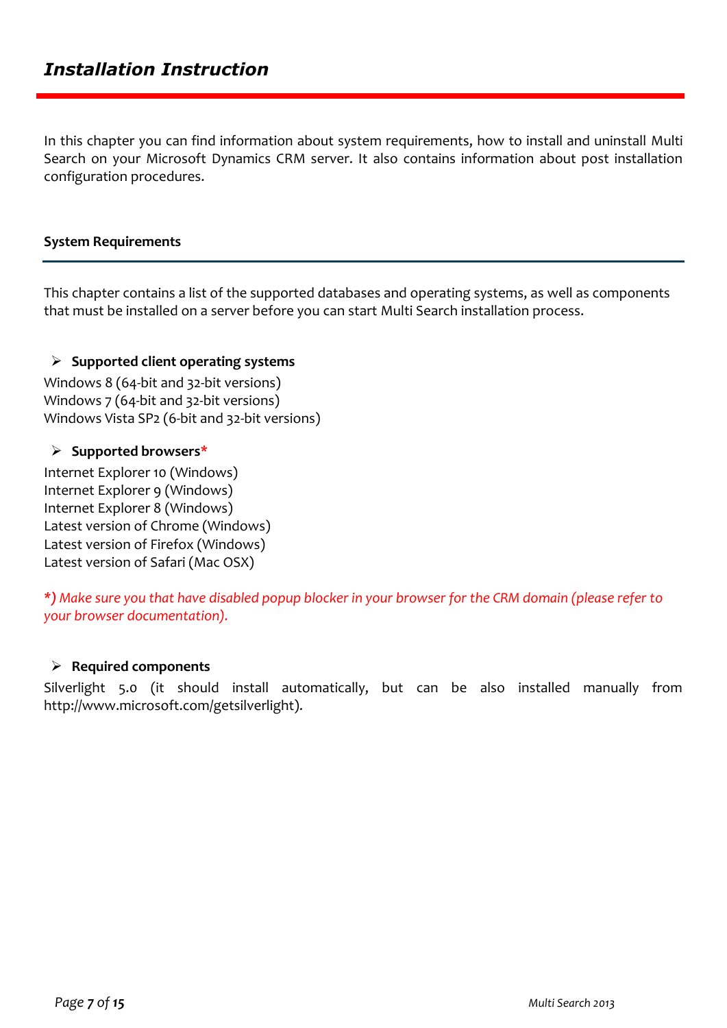# *Installation Instruction*

In this chapter you can find information about system requirements, how to install and uninstall Multi Search on your Microsoft Dynamics CRM server. It also contains information about post installation configuration procedures.

## System Requirements

This chapter contains a list of the supported databases and operating systems, as well as components that must be installed on a server before you can start Multi Search installation process.

- **Supported client operating systems**

Windows 8 (64-bit and 32-bit versions)
Windows 7 (64-bit and 32-bit versions)
Windows Vista SP2 (6-bit and 32-bit versions)

- **Supported browsers***

Internet Explorer 10 (Windows)
Internet Explorer 9 (Windows)
Internet Explorer 8 (Windows)
Latest version of Chrome (Windows)
Latest version of Firefox (Windows)
Latest version of Safari (Mac OSX)

***)** *Make sure you that have disabled popup blocker in your browser for the CRM domain (please refer to your browser documentation).*

- **Required components**

Silverlight 5.0 (it should install automatically, but can be also installed manually from http://www.microsoft.com/getsilverlight).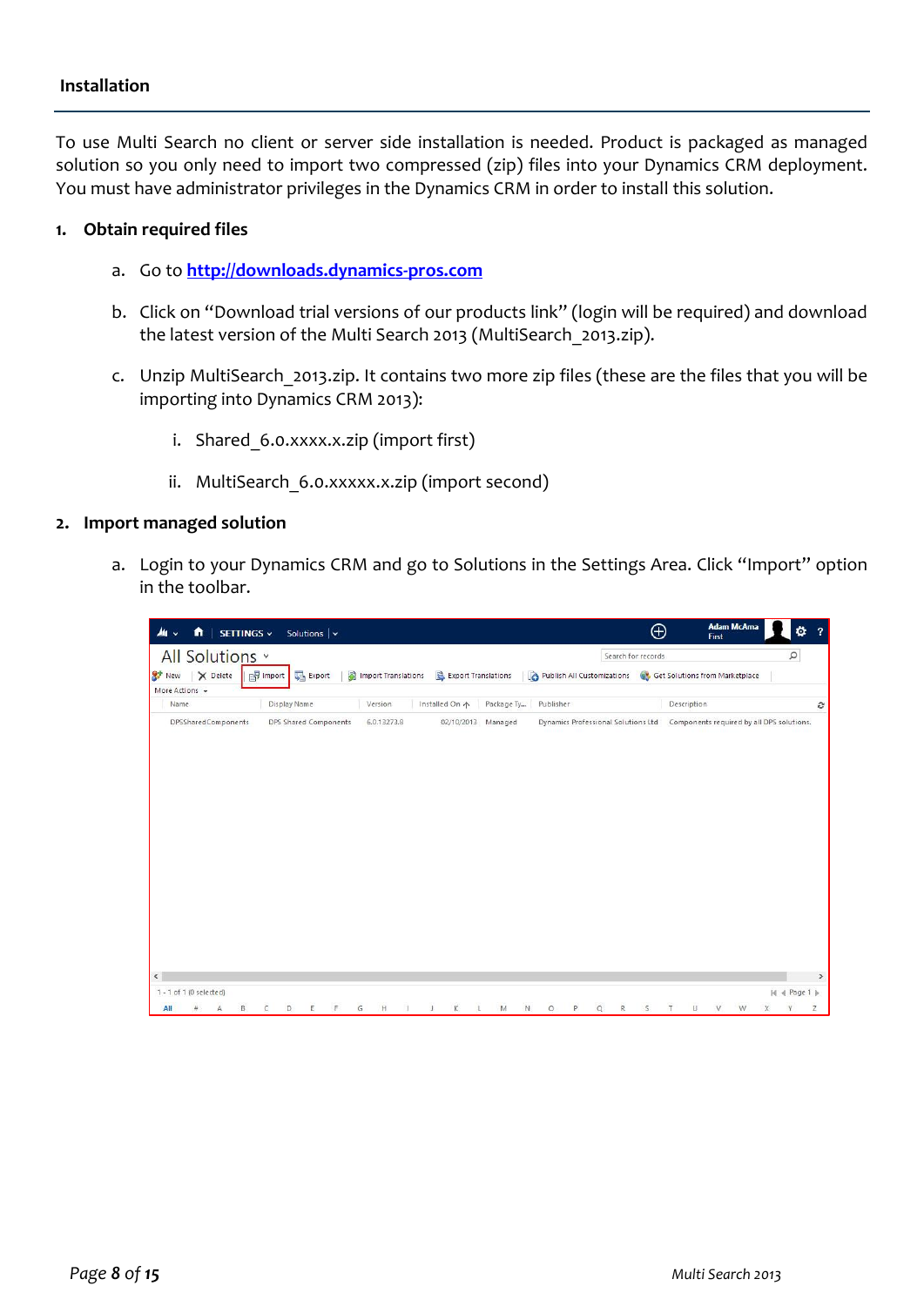## Installation

To use Multi Search no client or server side installation is needed. Product is packaged as managed solution so you only need to import two compressed (zip) files into your Dynamics CRM deployment. You must have administrator privileges in the Dynamics CRM in order to install this solution.

1. **Obtain required files**

   a. Go to **[http://downloads.dynamics-pros.com](http://downloads.dynamics-pros.com)**

   b. Click on "Download trial versions of our products link" (login will be required) and download the latest version of the Multi Search 2013 (MultiSearch_2013.zip).

   c. Unzip MultiSearch_2013.zip. It contains two more zip files (these are the files that you will be importing into Dynamics CRM 2013):

      i. Shared_6.0.xxxx.x.zip (import first)

      ii. MultiSearch_6.0.xxxxx.x.zip (import second)

2. **Import managed solution**

   a. Login to your Dynamics CRM and go to Solutions in the Settings Area. Click "Import" option in the toolbar.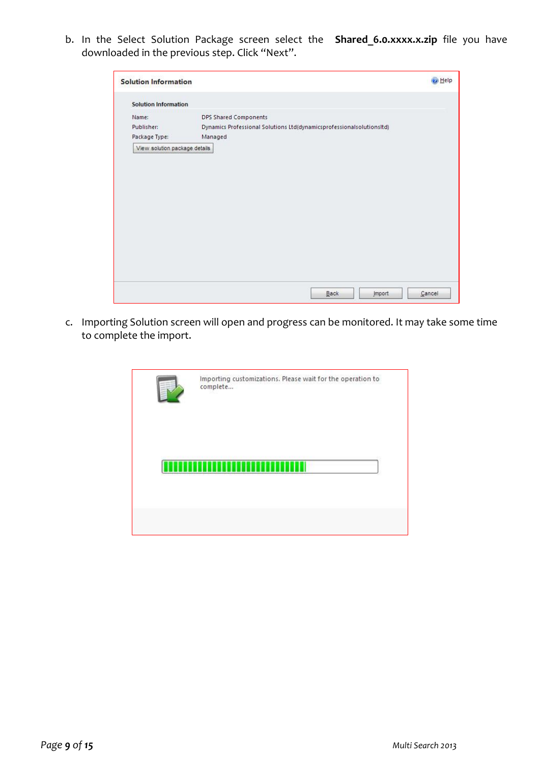b. In the Select Solution Package screen select the **Shared_6.0.xxxx.x.zip** file you have downloaded in the previous step. Click "Next".

Solution Information

Help

Solution Information

| | |
|---|---|
| Name: | DPS Shared Components |
| Publisher: | Dynamics Professional Solutions Ltd(dynamicsprofessionalsolutionsltd) |
| Package Type: | Managed |

View solution package details

Back Import Cancel

c. Importing Solution screen will open and progress can be monitored. It may take some time to complete the import.

Importing customizations. Please wait for the operation to complete...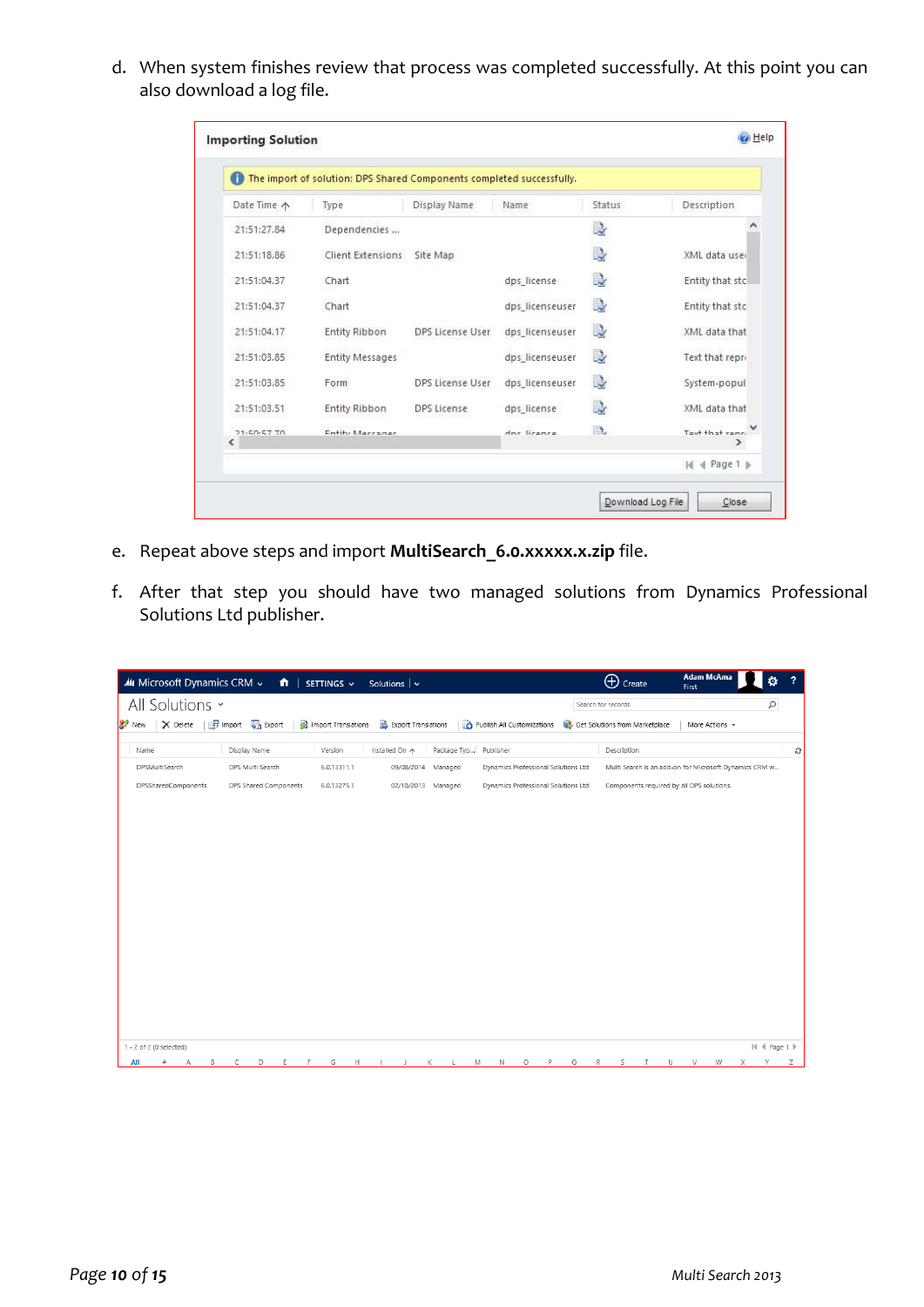d. When system finishes review that process was completed successfully. At this point you can also download a log file.

e. Repeat above steps and import **MultiSearch_6.0.xxxxx.x.zip** file.

f. After that step you should have two managed solutions from Dynamics Professional Solutions Ltd publisher.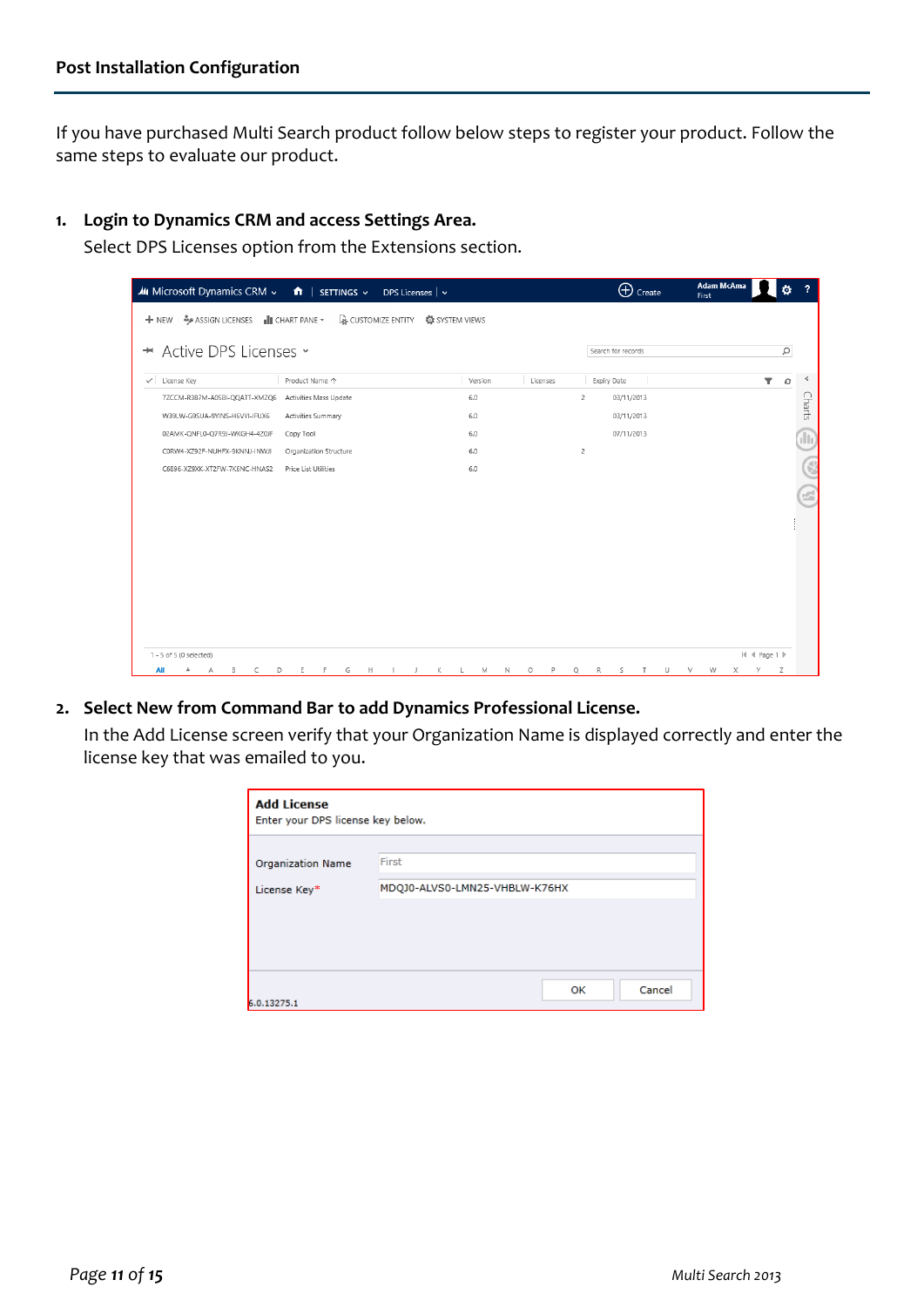## Post Installation Configuration

If you have purchased Multi Search product follow below steps to register your product. Follow the same steps to evaluate our product.

1. **Login to Dynamics CRM and access Settings Area.**
   Select DPS Licenses option from the Extensions section.

2. **Select New from Command Bar to add Dynamics Professional License.**
   In the Add License screen verify that your Organization Name is displayed correctly and enter the license key that was emailed to you.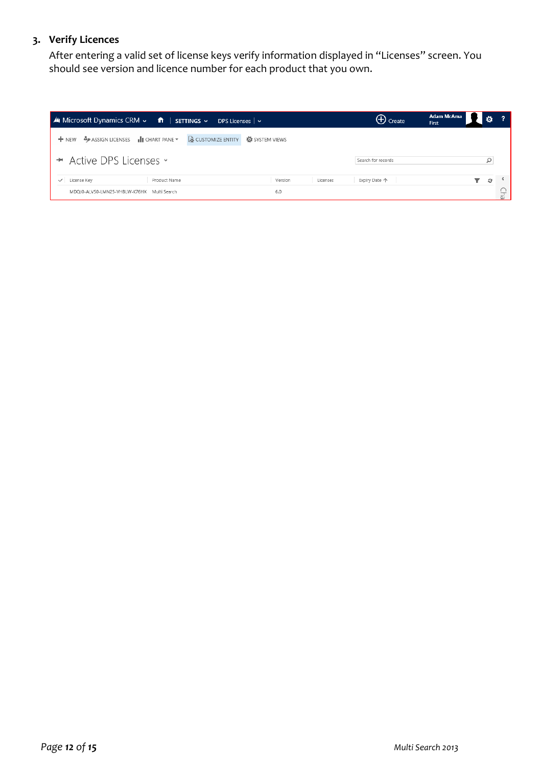## 3. Verify Licences

After entering a valid set of license keys verify information displayed in "Licenses" screen. You should see version and licence number for each product that you own.

Microsoft Dynamics CRM | SETTINGS | DPS Licenses | Create | Adam McAma First

NEW | ASSIGN LICENSES | CHART PANE | CUSTOMIZE ENTITY | SYSTEM VIEWS

Active DPS Licenses

Search for records

| License Key | Product Name | Version | Licenses | Expiry Date |
|---|---|---|---|---|
| MDQJ0-ALV50-LMN25-VHBLW-K76HX | Multi Search | 6.0 | | |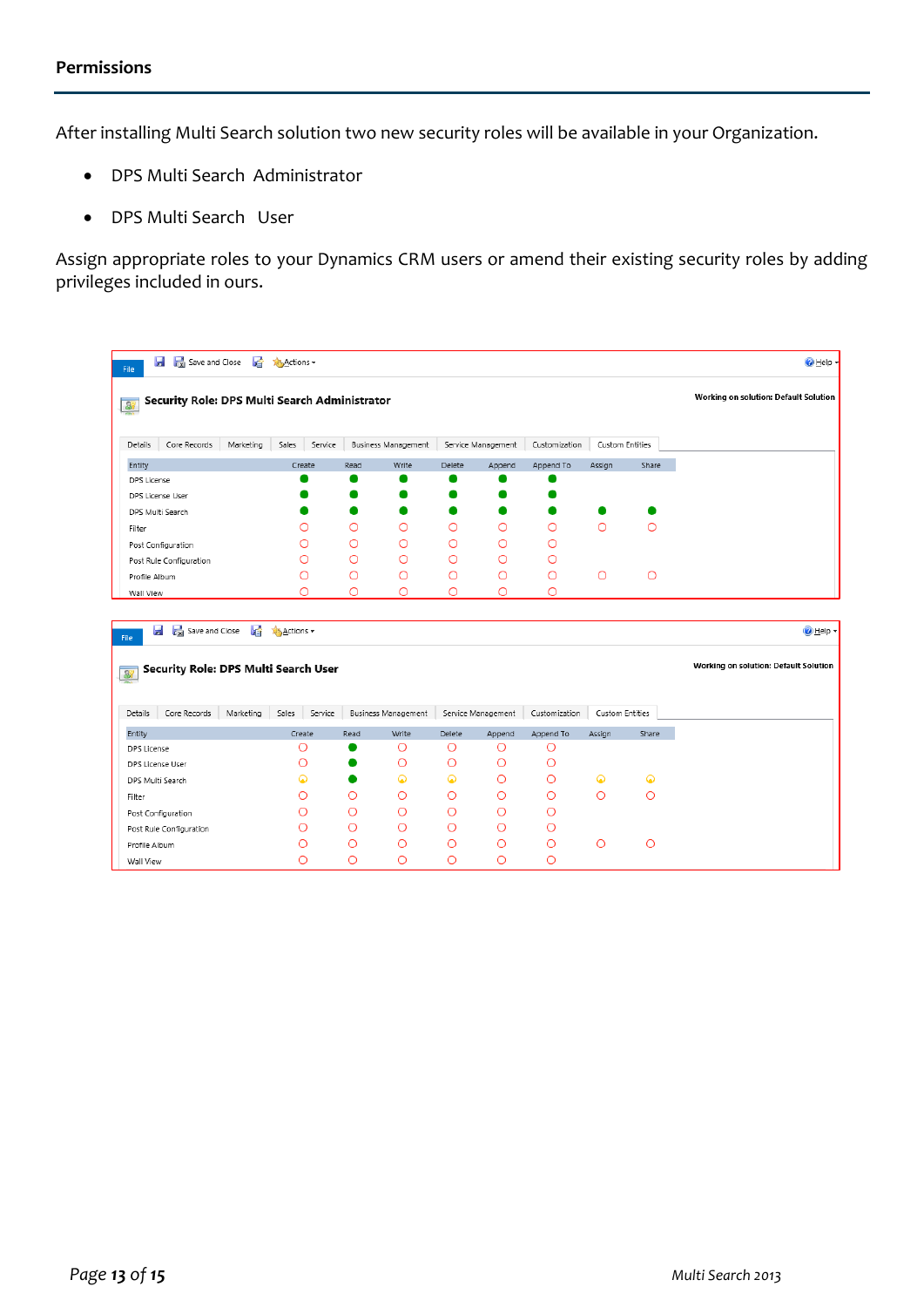## Permissions

After installing Multi Search solution two new security roles will be available in your Organization.

- DPS Multi Search Administrator
- DPS Multi Search User

Assign appropriate roles to your Dynamics CRM users or amend their existing security roles by adding privileges included in ours.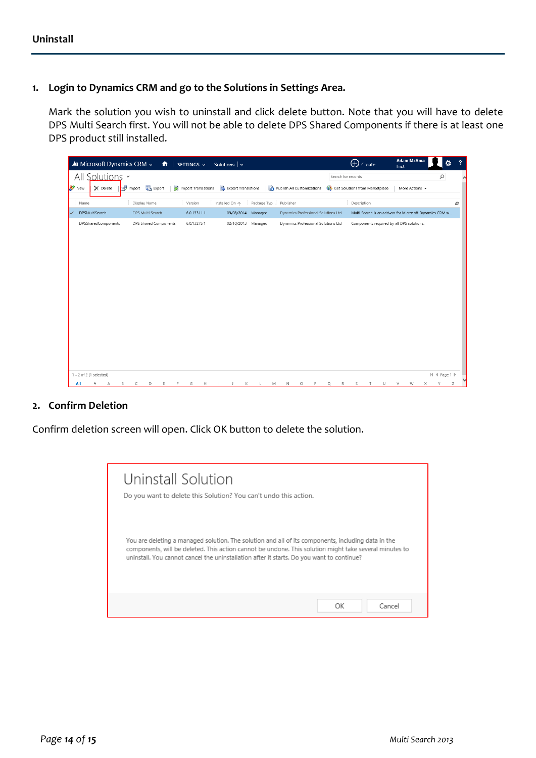## Uninstall

1. **Login to Dynamics CRM and go to the Solutions in Settings Area.**

   Mark the solution you wish to uninstall and click delete button. Note that you will have to delete DPS Multi Search first. You will not be able to delete DPS Shared Components if there is at least one DPS product still installed.

2. **Confirm Deletion**

Confirm deletion screen will open. Click OK button to delete the solution.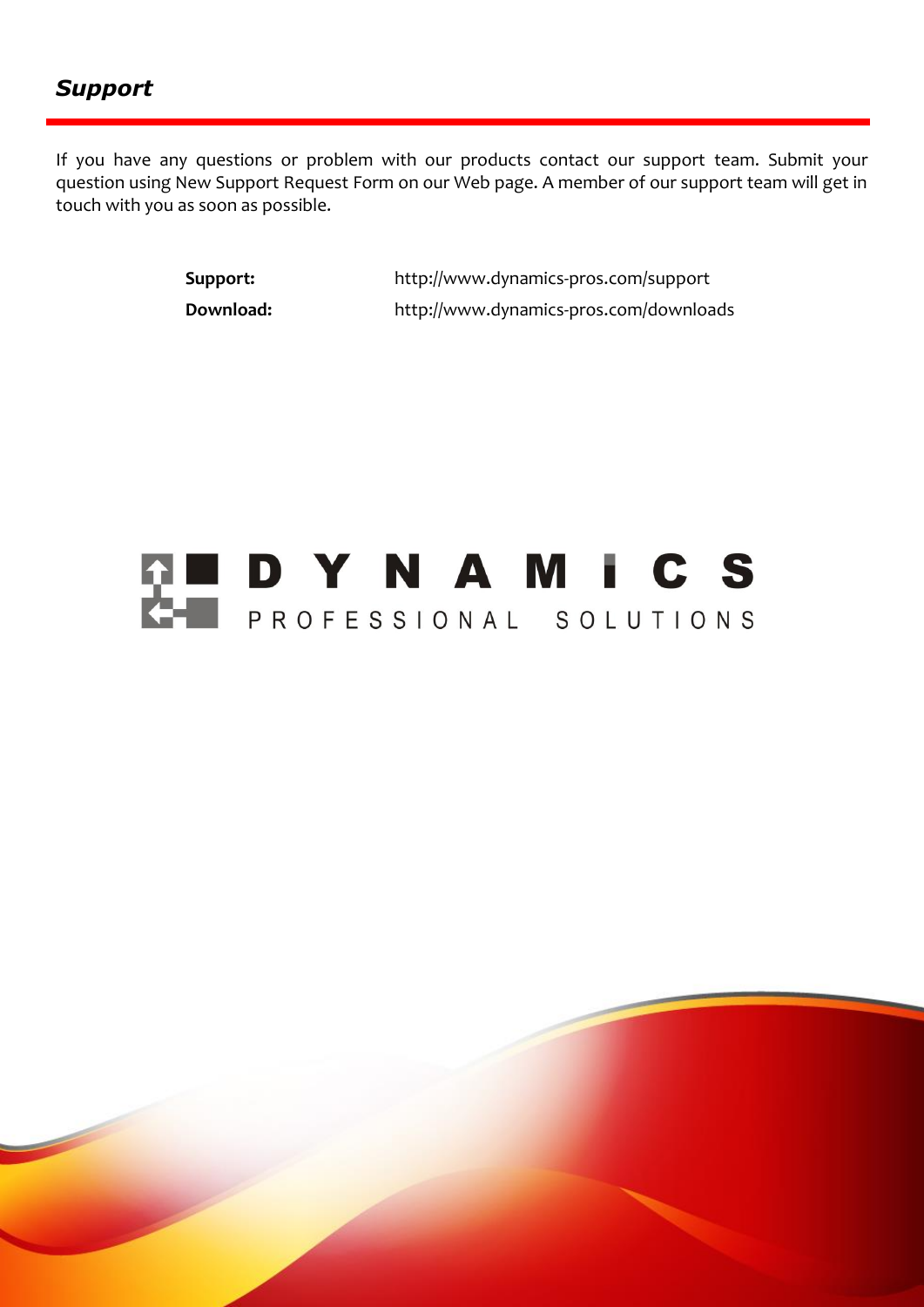## *Support*

If you have any questions or problem with our products contact our support team. Submit your question using New Support Request Form on our Web page. A member of our support team will get in touch with you as soon as possible.

| | |
|---|---|
| **Support:** | http://www.dynamics-pros.com/support |
| **Download:** | http://www.dynamics-pros.com/downloads |

DYNAMICS

PROFESSIONAL SOLUTIONS